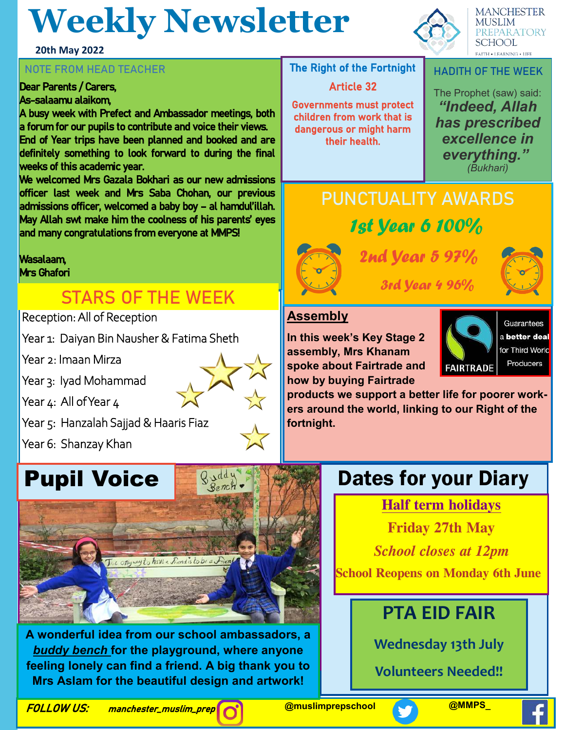# Weekly Newsletter

**20th May 2022**

MANCHESTER MUSLIM PREPARATORY SCHOOL
FAITH • LEARNING • LIFE

## NOTE FROM HEAD TEACHER

Dear Parents / Carers,
As-salaamu alaikom,

A busy week with Prefect and Ambassador meetings, both a forum for our pupils to contribute and voice their views.

End of Year trips have been planned and booked and are definitely something to look forward to during the final weeks of this academic year.

We welcomed Mrs Gazala Bokhari as our new admissions officer last week and Mrs Saba Chohan, our previous admissions officer, welcomed a baby boy – al hamdul'illah. May Allah swt make him the coolness of his parents' eyes and many congratulations from everyone at MMPS!

Wasalaam,
Mrs Ghafori

## The Right of the Fortnight

**Article 32**

Governments must protect children from work that is dangerous or might harm their health.

## HADITH OF THE WEEK

The Prophet (saw) said:
***"Indeed, Allah has prescribed excellence in everything."***
*(Bukhari)*

## PUNCTUALITY AWARDS

*1st Year 6 100%*

*2nd Year 5 97%*

*3rd Year 4 96%*

## STARS OF THE WEEK

Reception: All of Reception
Year 1: Daiyan Bin Nausher & Fatima Sheth
Year 2: Imaan Mirza
Year 3: Iyad Mohammad
Year 4: All of Year 4
Year 5: Hanzalah Sajjad & Haaris Fiaz
Year 6: Shanzay Khan

## Assembly

**In this week's Key Stage 2 assembly, Mrs Khanam spoke about Fairtrade and how by buying Fairtrade products we support a better life for poorer workers around the world, linking to our Right of the fortnight.**

FAIRTRADE — Guarantees a **better deal** for Third World Producers

## Pupil Voice

**A wonderful idea from our school ambassadors, a *buddy bench* for the playground, where anyone feeling lonely can find a friend. A big thank you to Mrs Aslam for the beautiful design and artwork!**

## Dates for your Diary

**Half term holidays**
**Friday 27th May**
***School closes at 12pm***
**School Reopens on Monday 6th June**

**PTA EID FAIR**
**Wednesday 13th July**
**Volunteers Needed!!**

***FOLLOW US:*** *manchester_muslim_prep* | @muslimprepschool | @MMPS_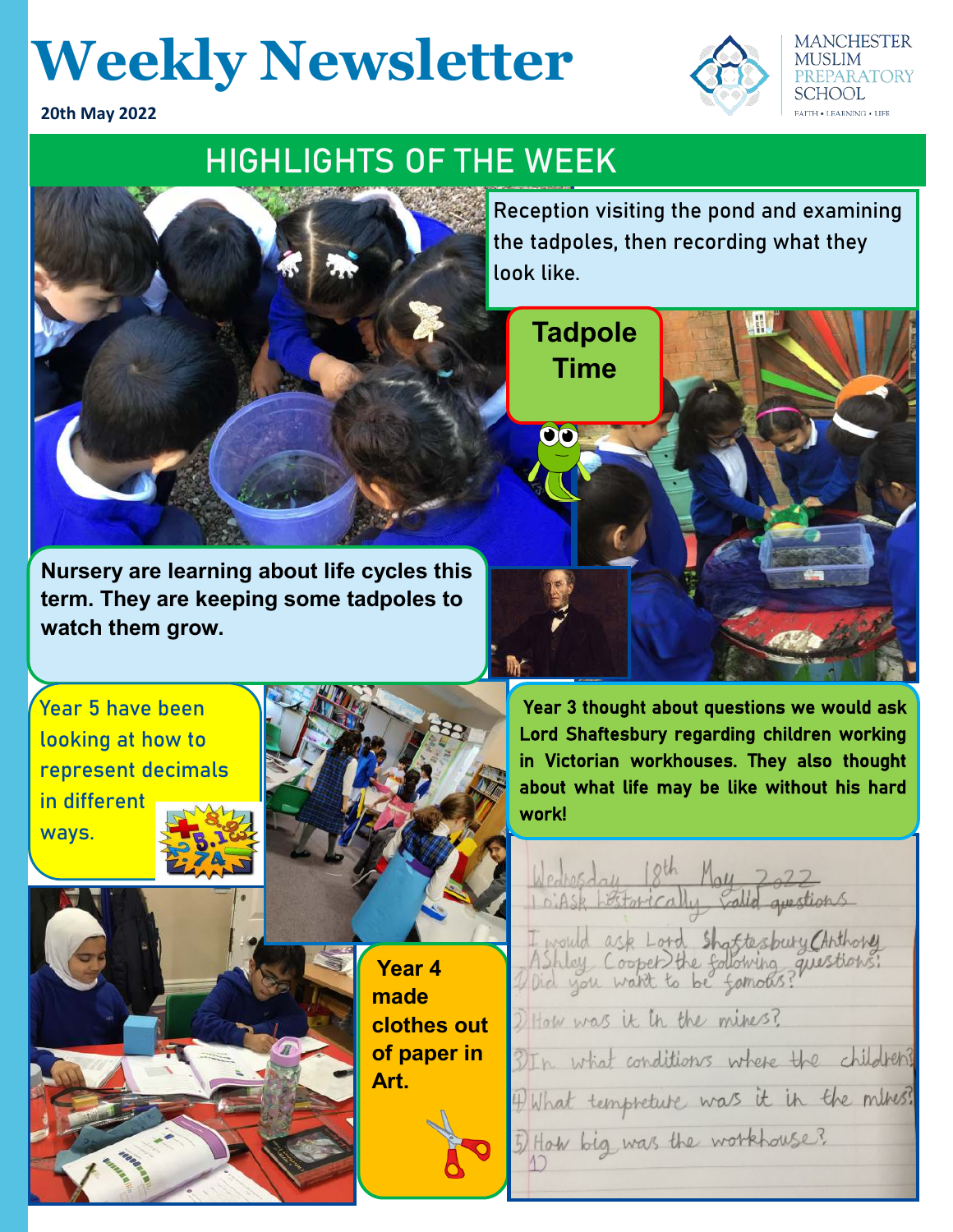# Weekly Newsletter

**20th May 2022**

MANCHESTER MUSLIM PREPARATORY SCHOOL

FAITH • LEARNING • LIFE

## HIGHLIGHTS OF THE WEEK

Reception visiting the pond and examining the tadpoles, then recording what they look like.

**Tadpole Time**

**Nursery are learning about life cycles this term. They are keeping some tadpoles to watch them grow.**

Year 5 have been looking at how to represent decimals in different ways.

**Year 3 thought about questions we would ask Lord Shaftesbury regarding children working in Victorian workhouses. They also thought about what life may be like without his hard work!**

Wednesday 18th May 2022
LO: Ask historically valid questions

I would ask Lord Shaftesbury (Anthony Ashley Cooper) the following questions:
1) Did you want to be famous?
2) How was it in the mines?
3) In what conditions where the children?
4) What tempreture was it in the mines?
5) How big was the workhouse?
1)

**Year 4 made clothes out of paper in Art.**